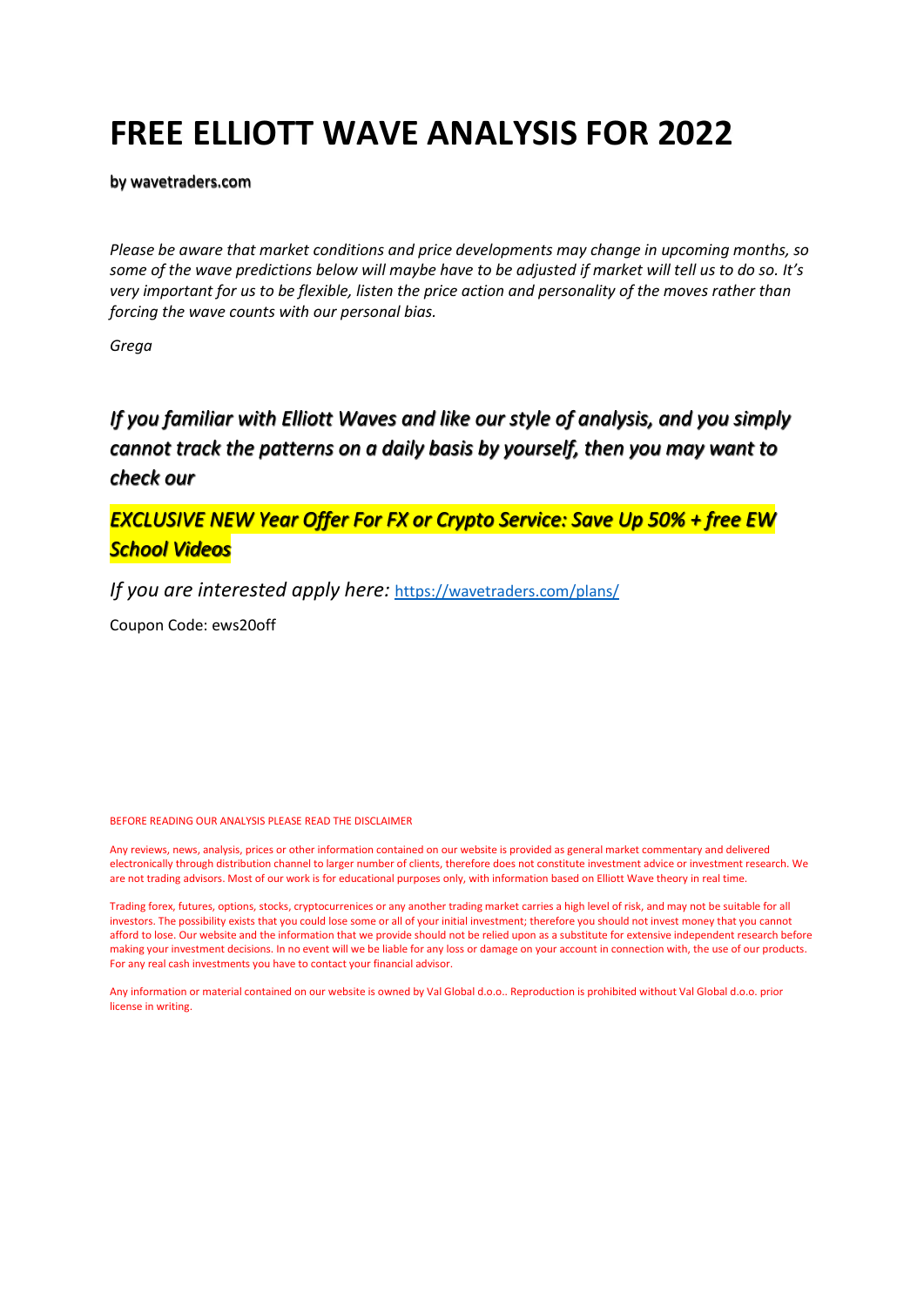# FREE ELLIOTT WAVE ANALYSIS FOR 2022

**by wavetraders.com**

*Please be aware that market conditions and price developments may change in upcoming months, so some of the wave predictions below will maybe have to be adjusted if market will tell us to do so. It's very important for us to be flexible, listen the price action and personality of the moves rather than forcing the wave counts with our personal bias.*

*Grega*

### *If you familiar with Elliott Waves and like our style of analysis, and you simply cannot track the patterns on a daily basis by yourself, then you may want to check our*

### *EXCLUSIVE NEW Year Offer For FX or Crypto Service: Save Up 50% + free EW School Videos*

*If you are interested apply here:* https://wavetraders.com/plans/

Coupon Code: ews20off

BEFORE READING OUR ANALYSIS PLEASE READ THE DISCLAIMER

Any reviews, news, analysis, prices or other information contained on our website is provided as general market commentary and delivered electronically through distribution channel to larger number of clients, therefore does not constitute investment advice or investment research. We are not trading advisors. Most of our work is for educational purposes only, with information based on Elliott Wave theory in real time.

Trading forex, futures, options, stocks, cryptocurrenices or any another trading market carries a high level of risk, and may not be suitable for all investors. The possibility exists that you could lose some or all of your initial investment; therefore you should not invest money that you cannot afford to lose. Our website and the information that we provide should not be relied upon as a substitute for extensive independent research before making your investment decisions. In no event will we be liable for any loss or damage on your account in connection with, the use of our products. For any real cash investments you have to contact your financial advisor.

Any information or material contained on our website is owned by Val Global d.o.o.. Reproduction is prohibited without Val Global d.o.o. prior license in writing.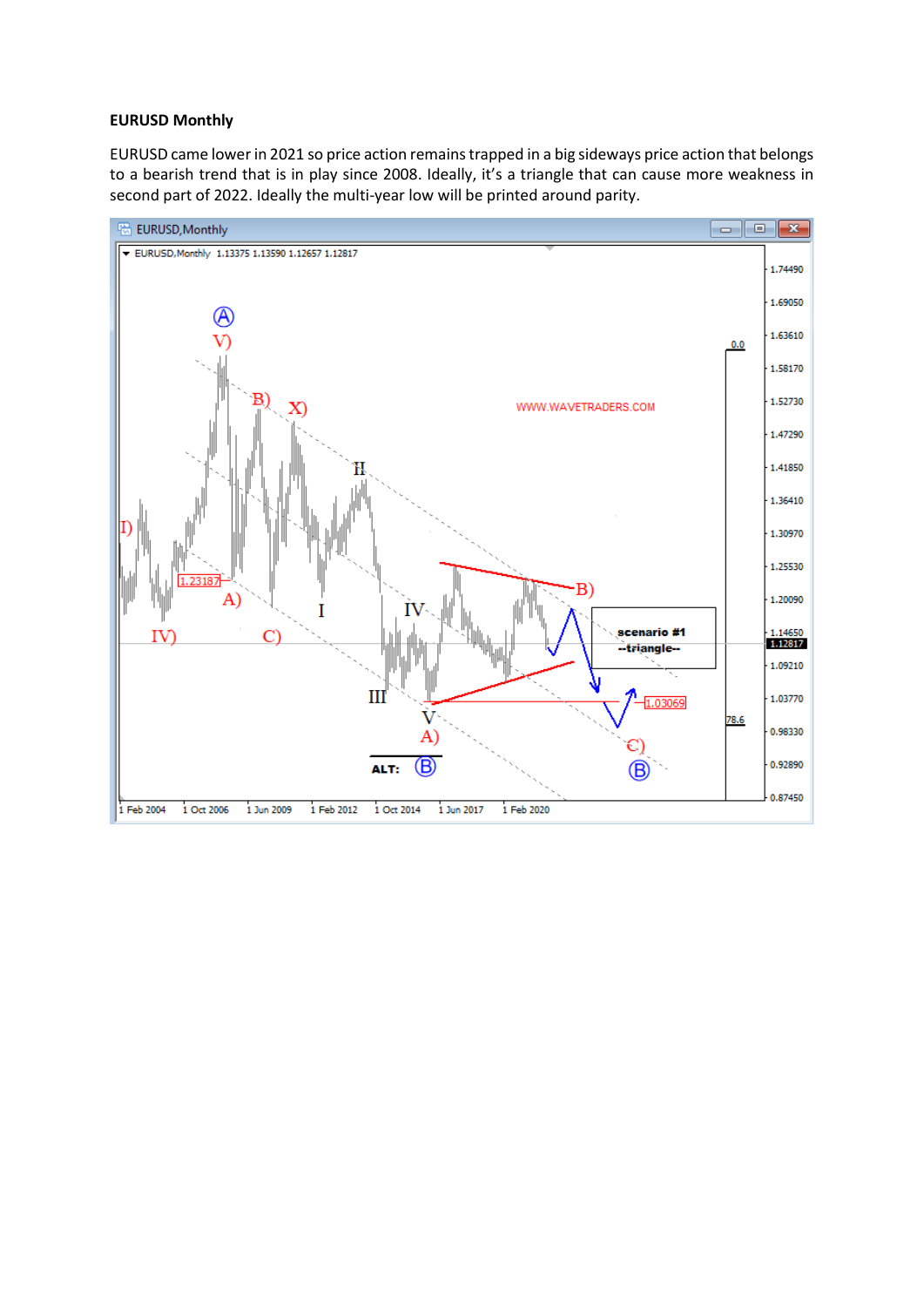**EURUSD Monthly**

EURUSD came lower in 2021 so price action remains trapped in a big sideways price action that belongs to a bearish trend that is in play since 2008. Ideally, it's a triangle that can cause more weakness in second part of 2022. Ideally the multi-year low will be printed around parity.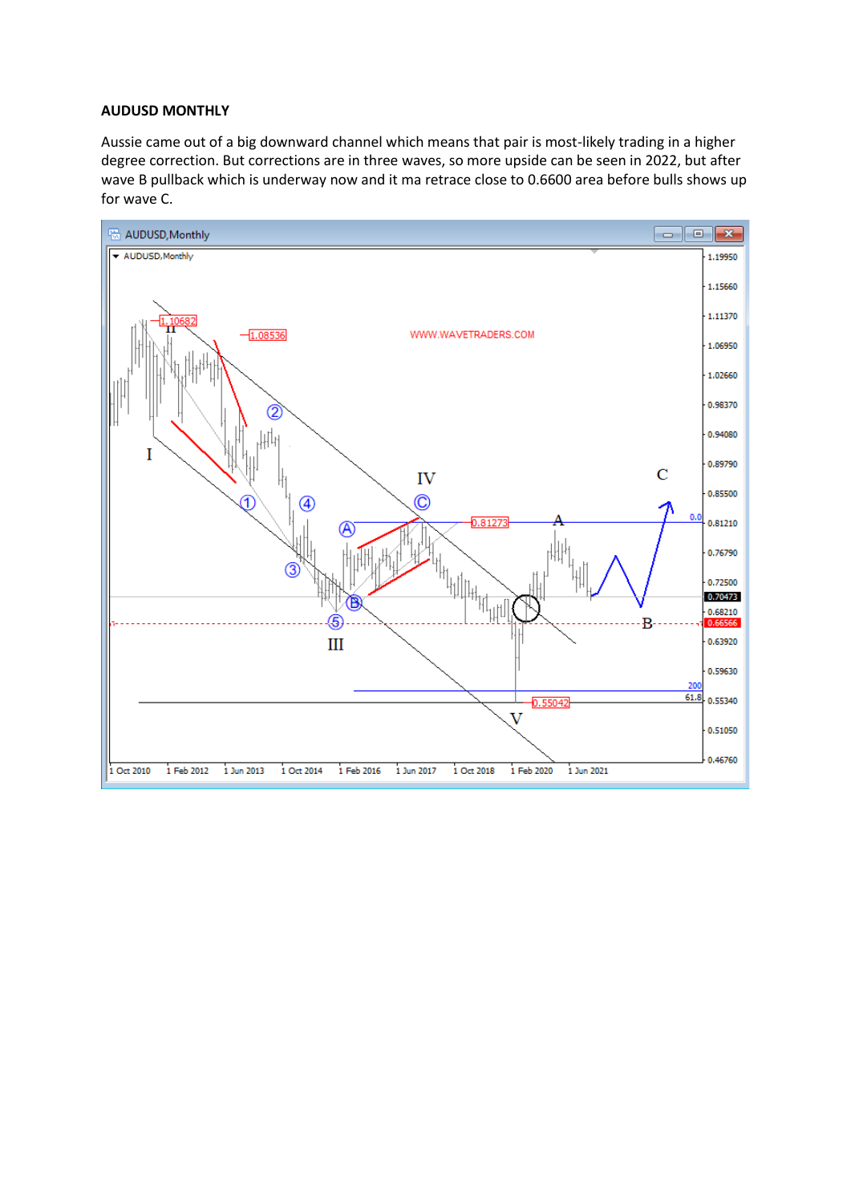**AUDUSD MONTHLY**

Aussie came out of a big downward channel which means that pair is most-likely trading in a higher degree correction. But corrections are in three waves, so more upside can be seen in 2022, but after wave B pullback which is underway now and it ma retrace close to 0.6600 area before bulls shows up for wave C.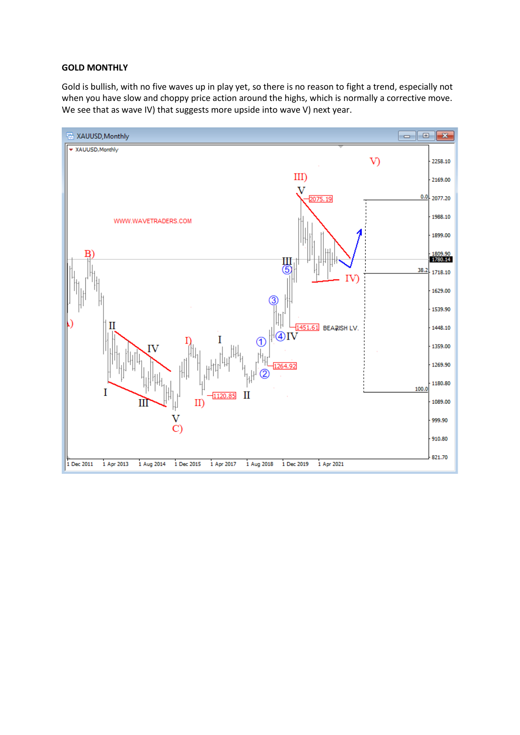**GOLD MONTHLY**

Gold is bullish, with no five waves up in play yet, so there is no reason to fight a trend, especially not when you have slow and choppy price action around the highs, which is normally a corrective move. We see that as wave IV) that suggests more upside into wave V) next year.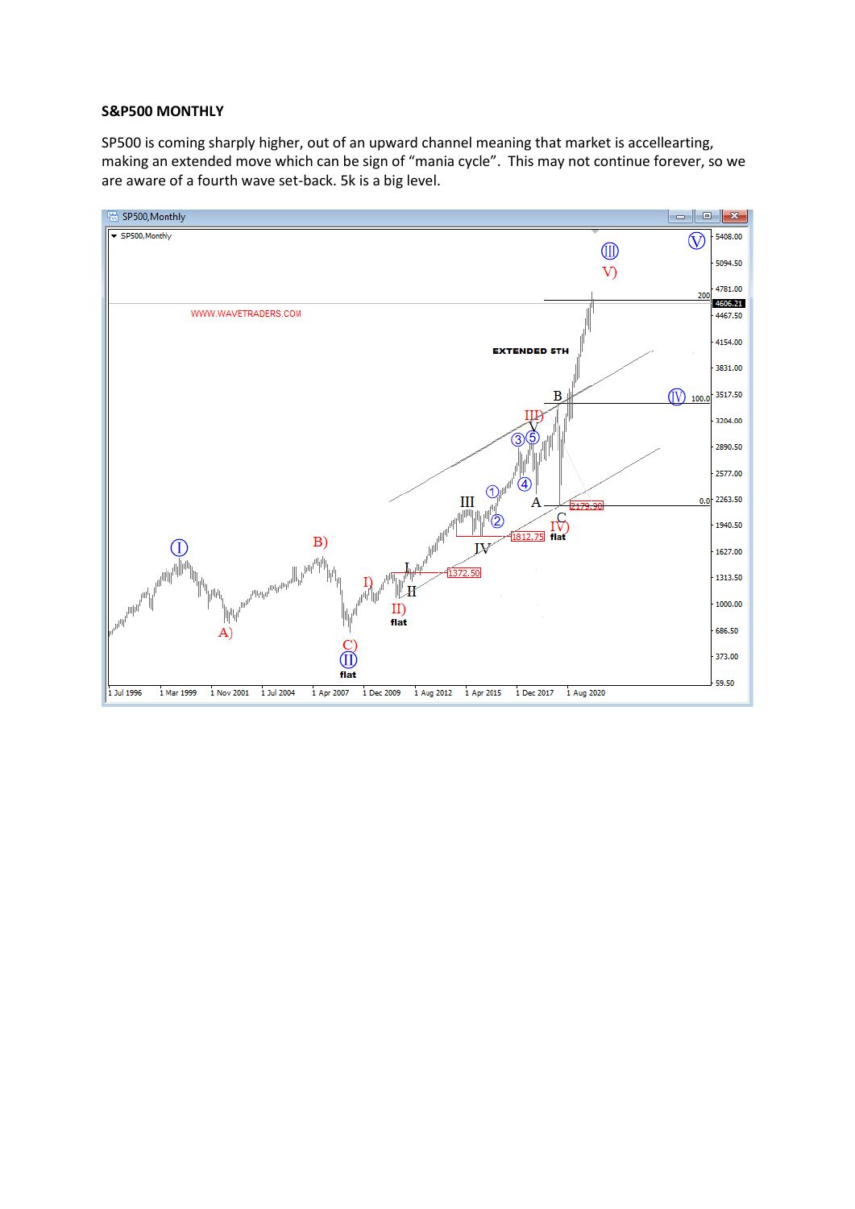**S&P500 MONTHLY**

SP500 is coming sharply higher, out of an upward channel meaning that market is accellearting, making an extended move which can be sign of "mania cycle". This may not continue forever, so we are aware of a fourth wave set-back. 5k is a big level.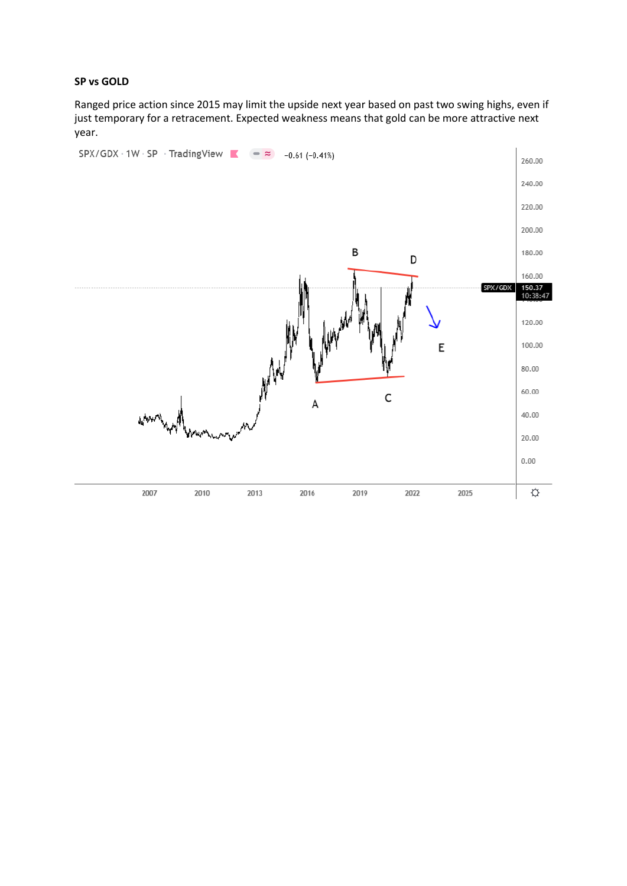**SP vs GOLD**

Ranged price action since 2015 may limit the upside next year based on past two swing highs, even if just temporary for a retracement. Expected weakness means that gold can be more attractive next year.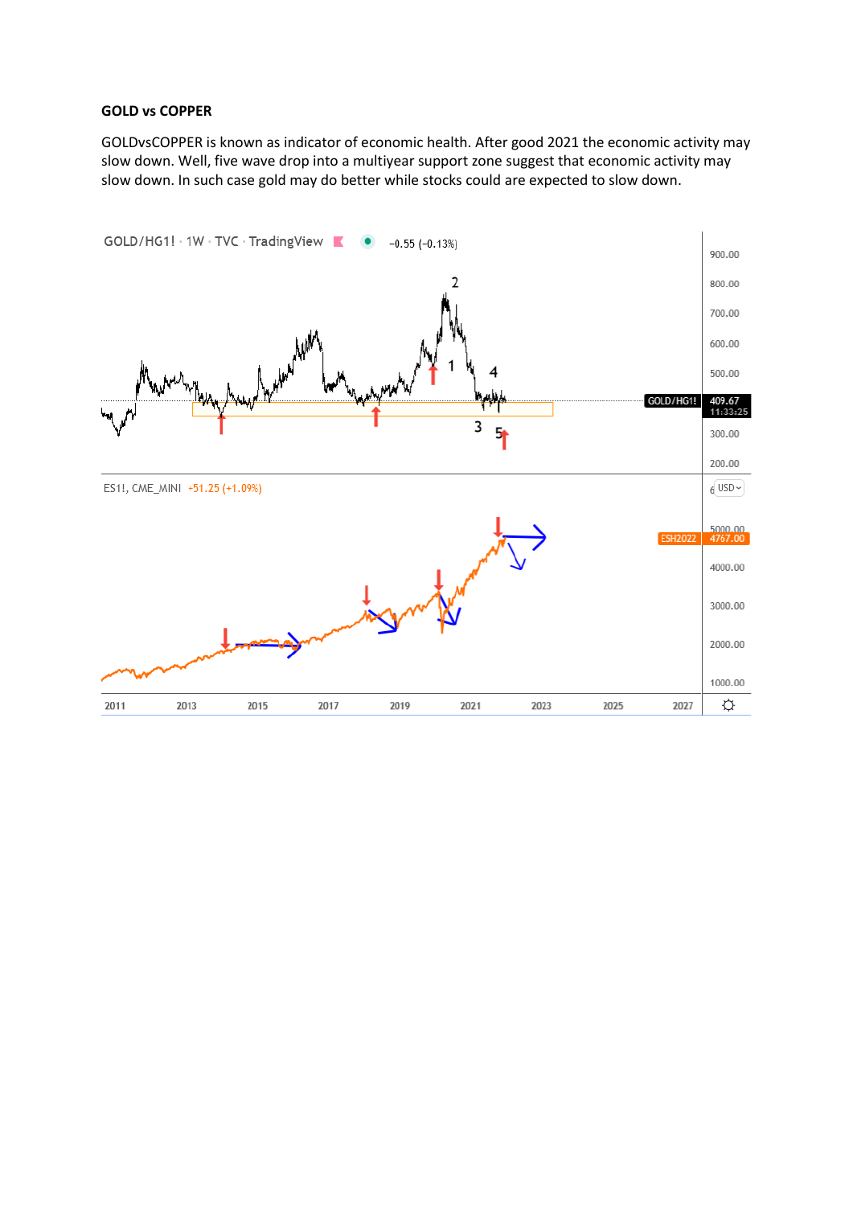**GOLD vs COPPER**

GOLDvsCOPPER is known as indicator of economic health. After good 2021 the economic activity may slow down. Well, five wave drop into a multiyear support zone suggest that economic activity may slow down. In such case gold may do better while stocks could are expected to slow down.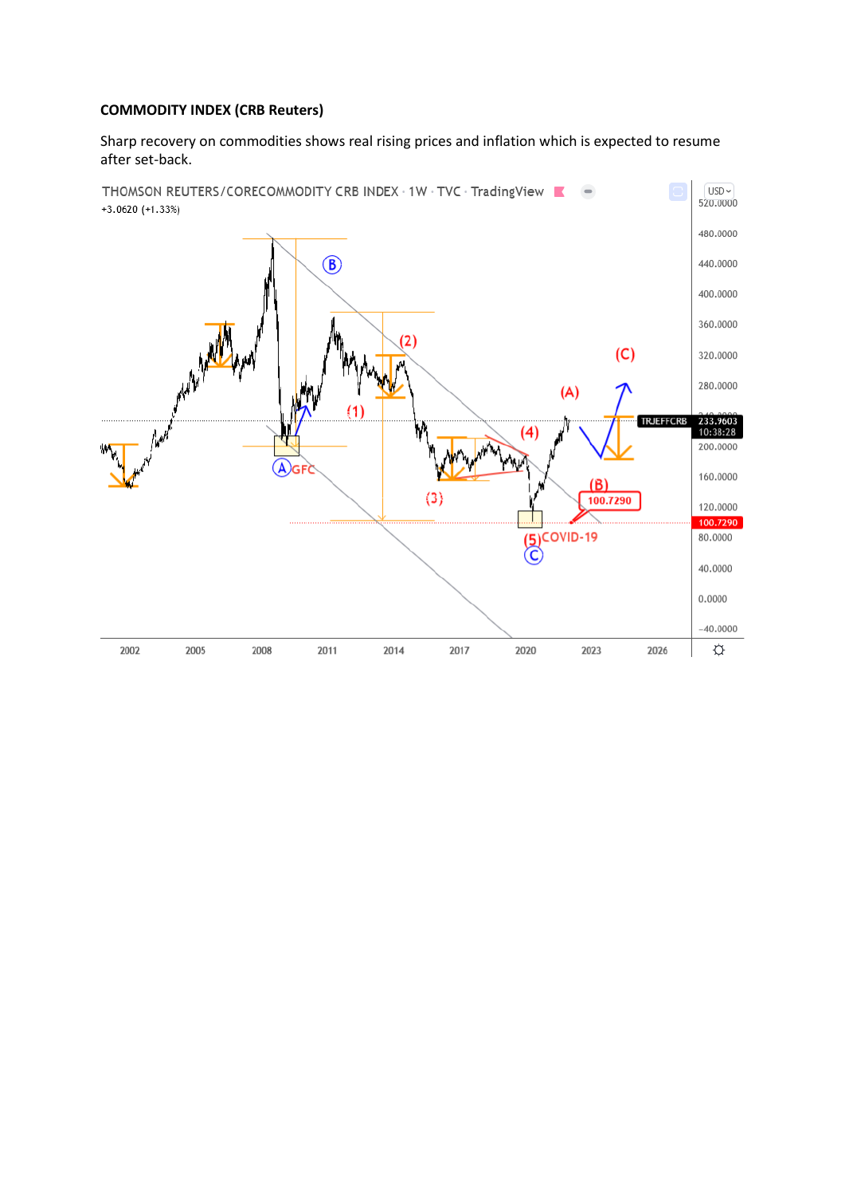**COMMODITY INDEX (CRB Reuters)**

Sharp recovery on commodities shows real rising prices and inflation which is expected to resume after set-back.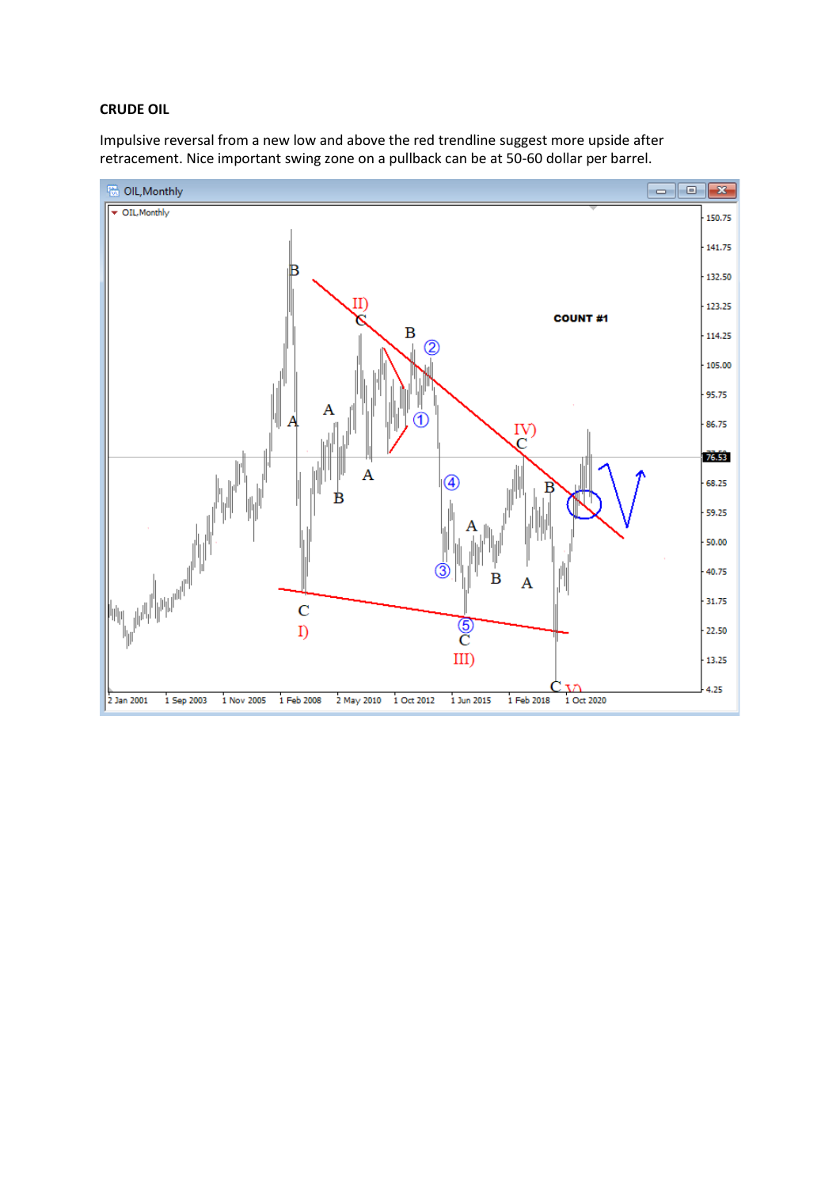**CRUDE OIL**

Impulsive reversal from a new low and above the red trendline suggest more upside after retracement. Nice important swing zone on a pullback can be at 50-60 dollar per barrel.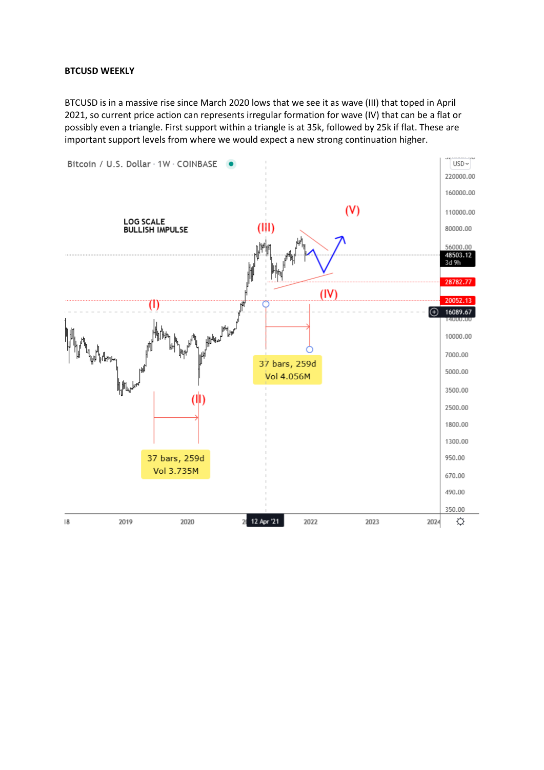**BTCUSD WEEKLY**

BTCUSD is in a massive rise since March 2020 lows that we see it as wave (III) that toped in April 2021, so current price action can represents irregular formation for wave (IV) that can be a flat or possibly even a triangle. First support within a triangle is at 35k, followed by 25k if flat. These are important support levels from where we would expect a new strong continuation higher.

Bitcoin / U.S. Dollar · 1W · COINBASE

LOG SCALE
BULLISH IMPULSE

(I)
(II)
(III)
(IV)
(V)

37 bars, 259d
Vol 3.735M

37 bars, 259d
Vol 4.056M

USD
220000.00
160000.00
110000.00
80000.00
56000.00
48503.12
3d 9h
28782.77
20052.13
16089.67
14000.00
10000.00
7000.00
5000.00
3500.00
2500.00
1800.00
1300.00
950.00
670.00
490.00
350.00

18
2019
2020
12 Apr '21
2022
2023
2024